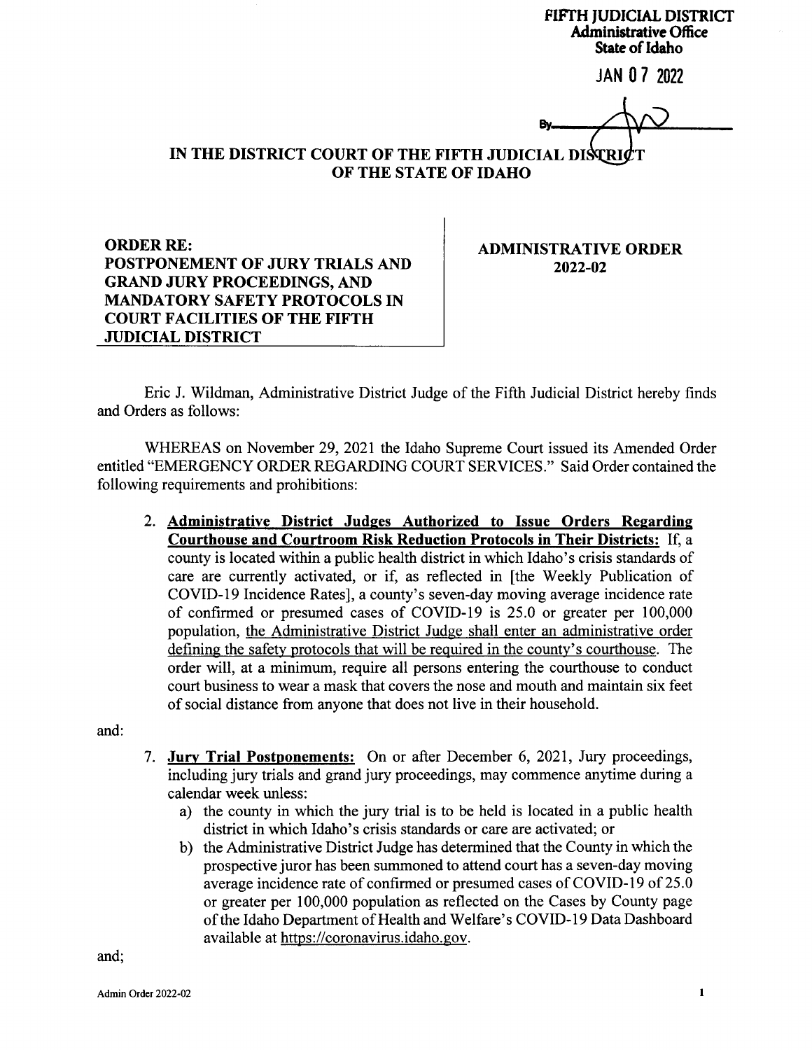**FIFTH JUDICIAL DISTRICT**
**Administrative Office**
**State of Idaho**

**JAN 07 2022**

By ______

**IN THE DISTRICT COURT OF THE FIFTH JUDICIAL DISTRICT OF THE STATE OF IDAHO**

| **ORDER RE: POSTPONEMENT OF JURY TRIALS AND GRAND JURY PROCEEDINGS, AND MANDATORY SAFETY PROTOCOLS IN COURT FACILITIES OF THE FIFTH JUDICIAL DISTRICT** | **ADMINISTRATIVE ORDER 2022-02** |
|---|---|

Eric J. Wildman, Administrative District Judge of the Fifth Judicial District hereby finds and Orders as follows:

WHEREAS on November 29, 2021 the Idaho Supreme Court issued its Amended Order entitled "EMERGENCY ORDER REGARDING COURT SERVICES." Said Order contained the following requirements and prohibitions:

2. **Administrative District Judges Authorized to Issue Orders Regarding Courthouse and Courtroom Risk Reduction Protocols in Their Districts:** If, a county is located within a public health district in which Idaho's crisis standards of care are currently activated, or if, as reflected in [the Weekly Publication of COVID-19 Incidence Rates], a county's seven-day moving average incidence rate of confirmed or presumed cases of COVID-19 is 25.0 or greater per 100,000 population, the Administrative District Judge shall enter an administrative order defining the safety protocols that will be required in the county's courthouse. The order will, at a minimum, require all persons entering the courthouse to conduct court business to wear a mask that covers the nose and mouth and maintain six feet of social distance from anyone that does not live in their household.

and:

7. **Jury Trial Postponements:** On or after December 6, 2021, Jury proceedings, including jury trials and grand jury proceedings, may commence anytime during a calendar week unless:
   a) the county in which the jury trial is to be held is located in a public health district in which Idaho's crisis standards or care are activated; or
   b) the Administrative District Judge has determined that the County in which the prospective juror has been summoned to attend court has a seven-day moving average incidence rate of confirmed or presumed cases of COVID-19 of 25.0 or greater per 100,000 population as reflected on the Cases by County page of the Idaho Department of Health and Welfare's COVID-19 Data Dashboard available at https://coronavirus.idaho.gov.

and;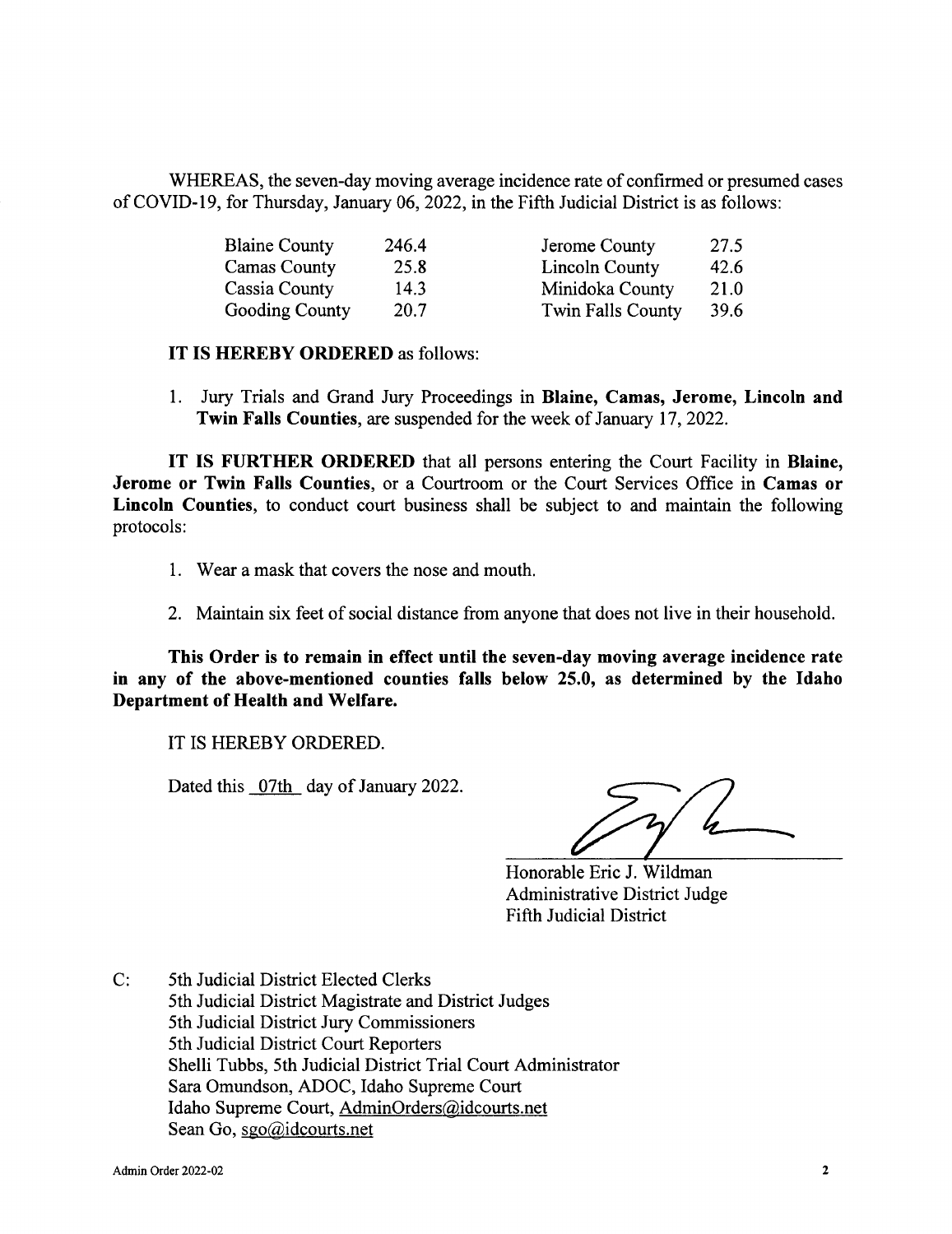WHEREAS, the seven-day moving average incidence rate of confirmed or presumed cases of COVID-19, for Thursday, January 06, 2022, in the Fifth Judicial District is as follows:

| | | | |
|---|---|---|---|
| Blaine County | 246.4 | Jerome County | 27.5 |
| Camas County | 25.8 | Lincoln County | 42.6 |
| Cassia County | 14.3 | Minidoka County | 21.0 |
| Gooding County | 20.7 | Twin Falls County | 39.6 |

**IT IS HEREBY ORDERED** as follows:

1. Jury Trials and Grand Jury Proceedings in **Blaine, Camas, Jerome, Lincoln and Twin Falls Counties**, are suspended for the week of January 17, 2022.

**IT IS FURTHER ORDERED** that all persons entering the Court Facility in **Blaine, Jerome or Twin Falls Counties**, or a Courtroom or the Court Services Office in **Camas or Lincoln Counties**, to conduct court business shall be subject to and maintain the following protocols:

1. Wear a mask that covers the nose and mouth.
2. Maintain six feet of social distance from anyone that does not live in their household.

**This Order is to remain in effect until the seven-day moving average incidence rate in any of the above-mentioned counties falls below 25.0, as determined by the Idaho Department of Health and Welfare.**

IT IS HEREBY ORDERED.

Dated this 07th day of January 2022.

Honorable Eric J. Wildman
Administrative District Judge
Fifth Judicial District

C: 5th Judicial District Elected Clerks
5th Judicial District Magistrate and District Judges
5th Judicial District Jury Commissioners
5th Judicial District Court Reporters
Shelli Tubbs, 5th Judicial District Trial Court Administrator
Sara Omundson, ADOC, Idaho Supreme Court
Idaho Supreme Court, AdminOrders@idcourts.net
Sean Go, sgo@idcourts.net

Admin Order 2022-02